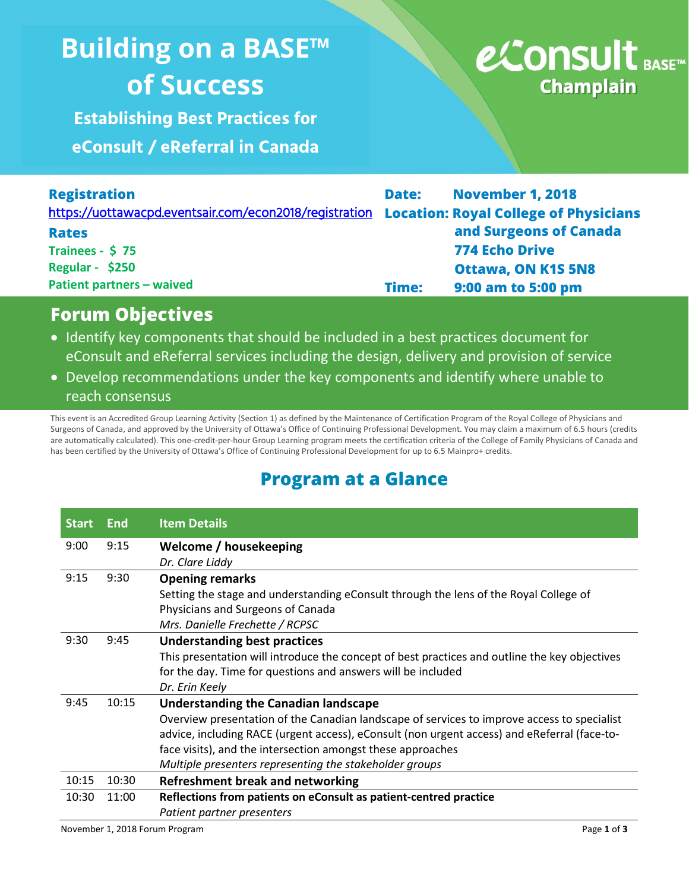# Building on a BASE™ of Success

## Establishing Best Practices for eConsult / eReferral in Canada

eConsult BASE™ Champlain

**Registration**

https://uottawacpd.eventsair.com/econ2018/registration

**Rates**

**Trainees - $ 75**

**Regular - $250**

**Patient partners – waived**

**Date:** November 1, 2018

**Location:** Royal College of Physicians and Surgeons of Canada
774 Echo Drive
Ottawa, ON K1S 5N8

**Time:** 9:00 am to 5:00 pm

## Forum Objectives

- Identify key components that should be included in a best practices document for eConsult and eReferral services including the design, delivery and provision of service
- Develop recommendations under the key components and identify where unable to reach consensus

This event is an Accredited Group Learning Activity (Section 1) as defined by the Maintenance of Certification Program of the Royal College of Physicians and Surgeons of Canada, and approved by the University of Ottawa's Office of Continuing Professional Development. You may claim a maximum of 6.5 hours (credits are automatically calculated). This one-credit-per-hour Group Learning program meets the certification criteria of the College of Family Physicians of Canada and has been certified by the University of Ottawa's Office of Continuing Professional Development for up to 6.5 Mainpro+ credits.

## Program at a Glance

| Start | End | Item Details |
|---|---|---|
| 9:00 | 9:15 | **Welcome / housekeeping**<br>*Dr. Clare Liddy* |
| 9:15 | 9:30 | **Opening remarks**<br>Setting the stage and understanding eConsult through the lens of the Royal College of Physicians and Surgeons of Canada<br>*Mrs. Danielle Frechette / RCPSC* |
| 9:30 | 9:45 | **Understanding best practices**<br>This presentation will introduce the concept of best practices and outline the key objectives for the day. Time for questions and answers will be included<br>*Dr. Erin Keely* |
| 9:45 | 10:15 | **Understanding the Canadian landscape**<br>Overview presentation of the Canadian landscape of services to improve access to specialist advice, including RACE (urgent access), eConsult (non urgent access) and eReferral (face-to-face visits), and the intersection amongst these approaches<br>*Multiple presenters representing the stakeholder groups* |
| 10:15 | 10:30 | **Refreshment break and networking** |
| 10:30 | 11:00 | **Reflections from patients on eConsult as patient-centred practice**<br>*Patient partner presenters* |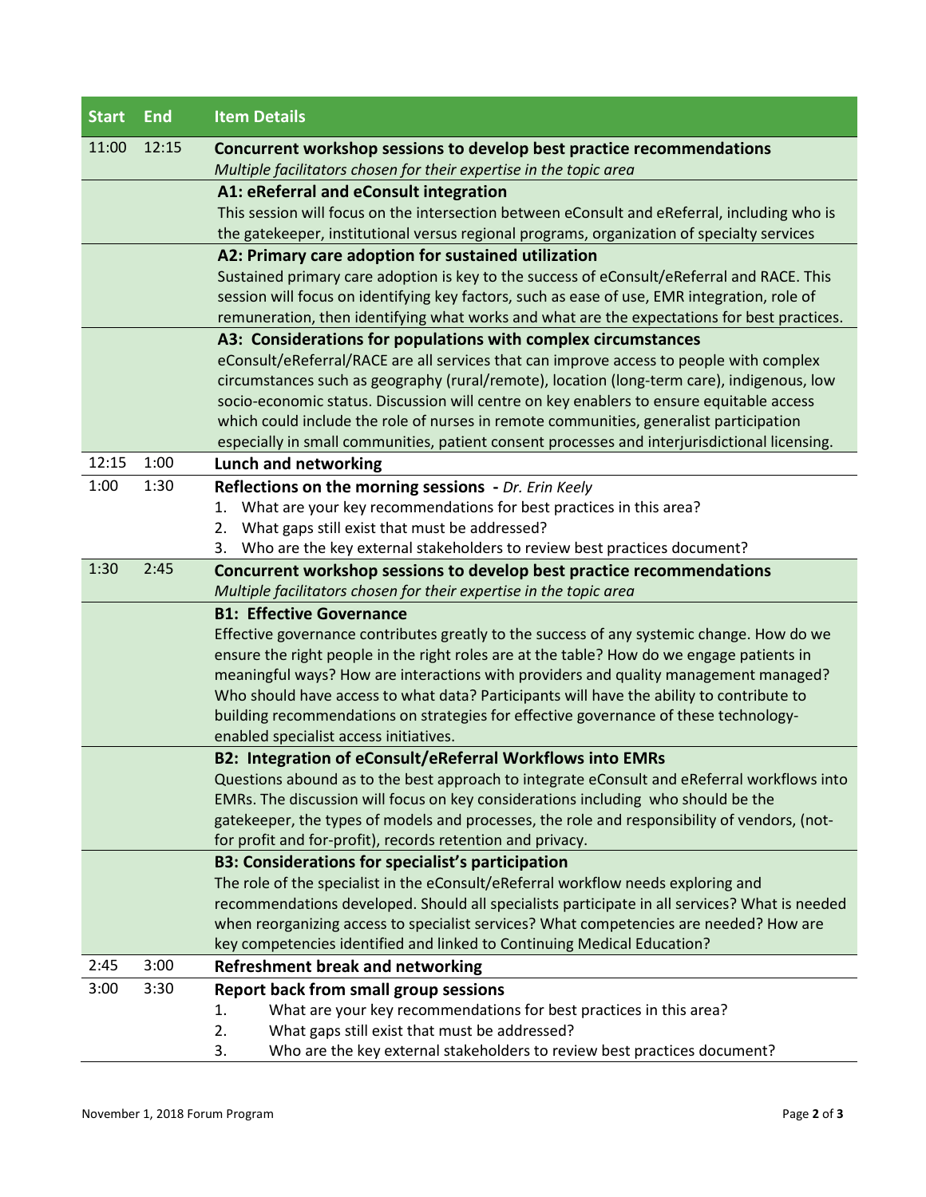| Start | End | Item Details |
|---|---|---|
| 11:00 | 12:15 | **Concurrent workshop sessions to develop best practice recommendations**<br>*Multiple facilitators chosen for their expertise in the topic area* |
| | | **A1: eReferral and eConsult integration**<br>This session will focus on the intersection between eConsult and eReferral, including who is the gatekeeper, institutional versus regional programs, organization of specialty services |
| | | **A2: Primary care adoption for sustained utilization**<br>Sustained primary care adoption is key to the success of eConsult/eReferral and RACE. This session will focus on identifying key factors, such as ease of use, EMR integration, role of remuneration, then identifying what works and what are the expectations for best practices. |
| | | **A3: Considerations for populations with complex circumstances**<br>eConsult/eReferral/RACE are all services that can improve access to people with complex circumstances such as geography (rural/remote), location (long-term care), indigenous, low socio-economic status. Discussion will centre on key enablers to ensure equitable access which could include the role of nurses in remote communities, generalist participation especially in small communities, patient consent processes and interjurisdictional licensing. |
| 12:15 | 1:00 | **Lunch and networking** |
| 1:00 | 1:30 | **Reflections on the morning sessions -** *Dr. Erin Keely*<br>1. What are your key recommendations for best practices in this area?<br>2. What gaps still exist that must be addressed?<br>3. Who are the key external stakeholders to review best practices document? |
| 1:30 | 2:45 | **Concurrent workshop sessions to develop best practice recommendations**<br>*Multiple facilitators chosen for their expertise in the topic area* |
| | | **B1: Effective Governance**<br>Effective governance contributes greatly to the success of any systemic change. How do we ensure the right people in the right roles are at the table? How do we engage patients in meaningful ways? How are interactions with providers and quality management managed? Who should have access to what data? Participants will have the ability to contribute to building recommendations on strategies for effective governance of these technology-enabled specialist access initiatives. |
| | | **B2: Integration of eConsult/eReferral Workflows into EMRs**<br>Questions abound as to the best approach to integrate eConsult and eReferral workflows into EMRs. The discussion will focus on key considerations including who should be the gatekeeper, the types of models and processes, the role and responsibility of vendors, (not-for profit and for-profit), records retention and privacy. |
| | | **B3: Considerations for specialist's participation**<br>The role of the specialist in the eConsult/eReferral workflow needs exploring and recommendations developed. Should all specialists participate in all services? What is needed when reorganizing access to specialist services? What competencies are needed? How are key competencies identified and linked to Continuing Medical Education? |
| 2:45 | 3:00 | **Refreshment break and networking** |
| 3:00 | 3:30 | **Report back from small group sessions**<br>1. What are your key recommendations for best practices in this area?<br>2. What gaps still exist that must be addressed?<br>3. Who are the key external stakeholders to review best practices document? |

November 1, 2018 Forum Program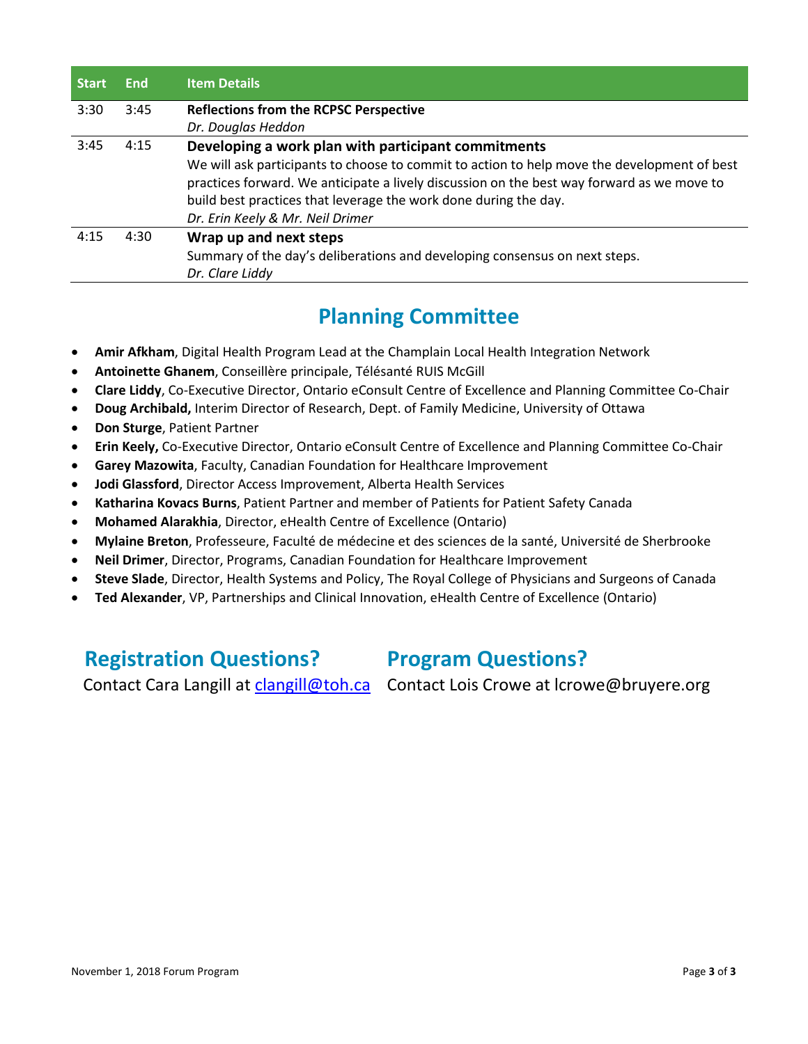| Start | End | Item Details |
|---|---|---|
| 3:30 | 3:45 | **Reflections from the RCPSC Perspective**<br>*Dr. Douglas Heddon* |
| 3:45 | 4:15 | **Developing a work plan with participant commitments**<br>We will ask participants to choose to commit to action to help move the development of best practices forward. We anticipate a lively discussion on the best way forward as we move to build best practices that leverage the work done during the day.<br>*Dr. Erin Keely & Mr. Neil Drimer* |
| 4:15 | 4:30 | **Wrap up and next steps**<br>Summary of the day's deliberations and developing consensus on next steps.<br>*Dr. Clare Liddy* |

## Planning Committee

- **Amir Afkham**, Digital Health Program Lead at the Champlain Local Health Integration Network
- **Antoinette Ghanem**, Conseillère principale, Télésanté RUIS McGill
- **Clare Liddy**, Co-Executive Director, Ontario eConsult Centre of Excellence and Planning Committee Co-Chair
- **Doug Archibald,** Interim Director of Research, Dept. of Family Medicine, University of Ottawa
- **Don Sturge**, Patient Partner
- **Erin Keely,** Co-Executive Director, Ontario eConsult Centre of Excellence and Planning Committee Co-Chair
- **Garey Mazowita**, Faculty, Canadian Foundation for Healthcare Improvement
- **Jodi Glassford**, Director Access Improvement, Alberta Health Services
- **Katharina Kovacs Burns**, Patient Partner and member of Patients for Patient Safety Canada
- **Mohamed Alarakhia**, Director, eHealth Centre of Excellence (Ontario)
- **Mylaine Breton**, Professeure, Faculté de médecine et des sciences de la santé, Université de Sherbrooke
- **Neil Drimer**, Director, Programs, Canadian Foundation for Healthcare Improvement
- **Steve Slade**, Director, Health Systems and Policy, The Royal College of Physicians and Surgeons of Canada
- **Ted Alexander**, VP, Partnerships and Clinical Innovation, eHealth Centre of Excellence (Ontario)

## Registration Questions?

Contact Cara Langill at clangill@toh.ca

## Program Questions?

Contact Lois Crowe at lcrowe@bruyere.org